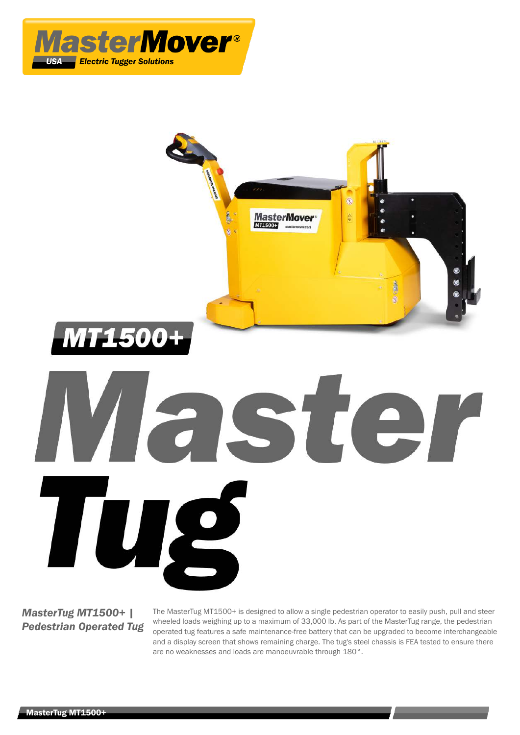**MasterMover® USA** Electric Tugger Solutions

# MT1500+

# Master Tug

## *MasterTug MT1500+ | Pedestrian Operated Tug*

The MasterTug MT1500+ is designed to allow a single pedestrian operator to easily push, pull and steer wheeled loads weighing up to a maximum of 33,000 lb. As part of the MasterTug range, the pedestrian operated tug features a safe maintenance-free battery that can be upgraded to become interchangeable and a display screen that shows remaining charge. The tug's steel chassis is FEA tested to ensure there are no weaknesses and loads are manoeuvrable through 180°.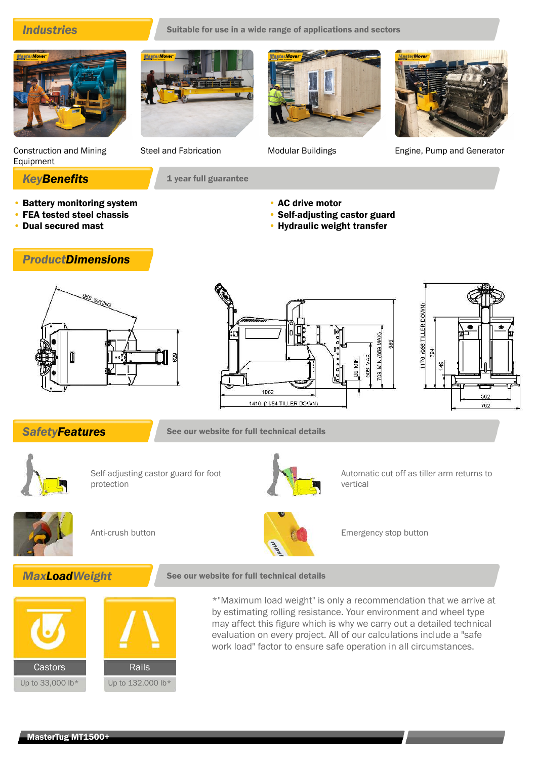## Industries

Suitable for use in a wide range of applications and sectors

Construction and Mining Equipment

Steel and Fabrication

Modular Buildings

Engine, Pump and Generator

## KeyBenefits

1 year full guarantee

- Battery monitoring system
- FEA tested steel chassis
- Dual secured mast
- AC drive motor
- Self-adjusting castor guard
- Hydraulic weight transfer

## ProductDimensions

958 SWING

629

1062

1410 (1954 TILLER DOWN)

88 MIN

508 MAX

709 MIN (869 MAX)

989

1170 (966 TILLER DOWN)

704

140

562

762

## SafetyFeatures

See our website for full technical details

Self-adjusting castor guard for foot protection

Automatic cut off as tiller arm returns to vertical

Anti-crush button

Emergency stop button

## MaxLoadWeight

See our website for full technical details

| Castors | Rails |
|---|---|
| Up to 33,000 lb* | Up to 132,000 lb* |

*"Maximum load weight" is only a recommendation that we arrive at by estimating rolling resistance. Your environment and wheel type may affect this figure which is why we carry out a detailed technical evaluation on every project. All of our calculations include a "safe work load" factor to ensure safe operation in all circumstances.

MasterTug MT1500+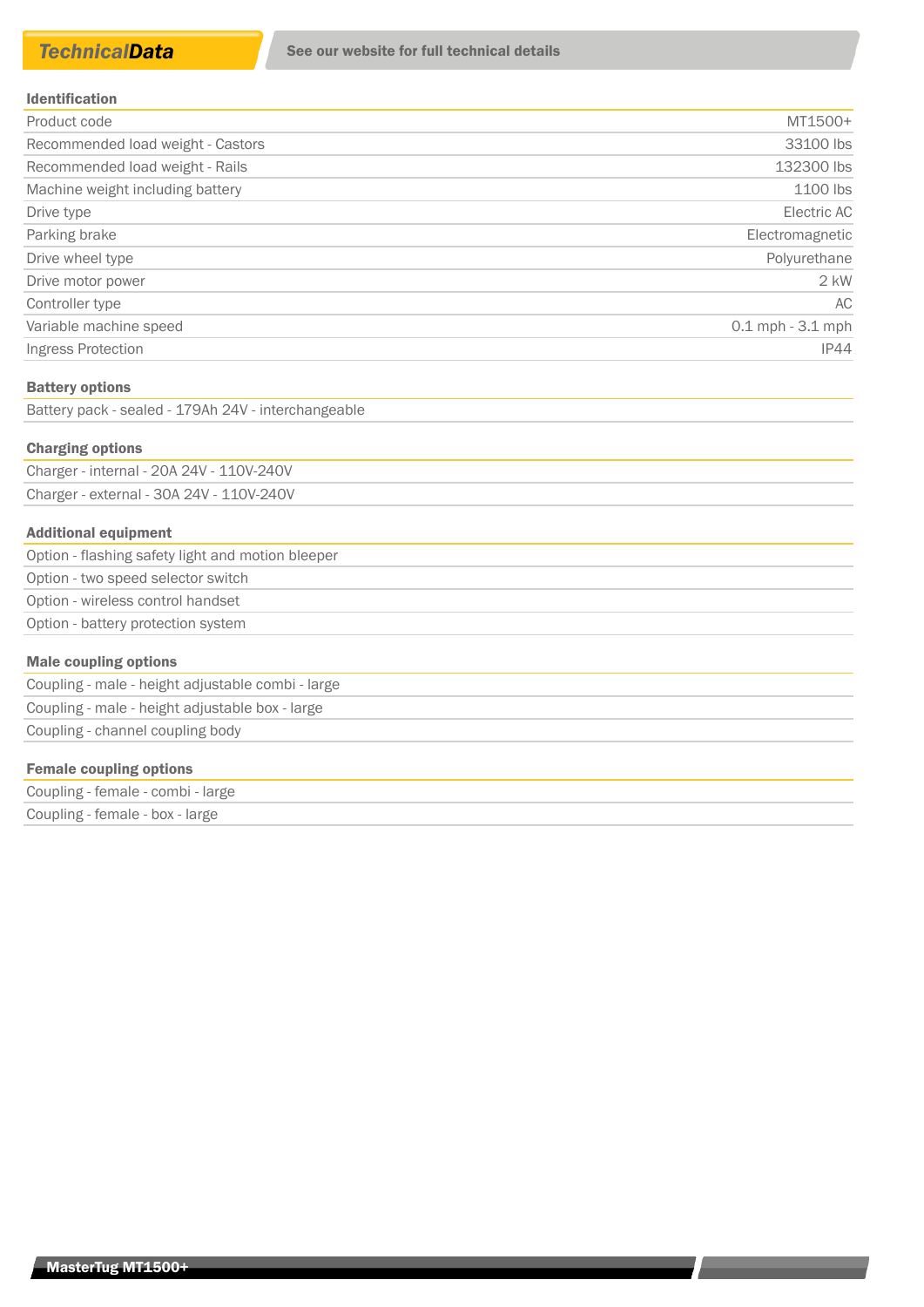## TechnicalData

See our website for full technical details

### Identification

| Identification | |
|---|---|
| Product code | MT1500+ |
| Recommended load weight - Castors | 33100 lbs |
| Recommended load weight - Rails | 132300 lbs |
| Machine weight including battery | 1100 lbs |
| Drive type | Electric AC |
| Parking brake | Electromagnetic |
| Drive wheel type | Polyurethane |
| Drive motor power | 2 kW |
| Controller type | AC |
| Variable machine speed | 0.1 mph - 3.1 mph |
| Ingress Protection | IP44 |

### Battery options

- Battery pack - sealed - 179Ah 24V - interchangeable

### Charging options

- Charger - internal - 20A 24V - 110V-240V
- Charger - external - 30A 24V - 110V-240V

### Additional equipment

- Option - flashing safety light and motion bleeper
- Option - two speed selector switch
- Option - wireless control handset
- Option - battery protection system

### Male coupling options

- Coupling - male - height adjustable combi - large
- Coupling - male - height adjustable box - large
- Coupling - channel coupling body

### Female coupling options

- Coupling - female - combi - large
- Coupling - female - box - large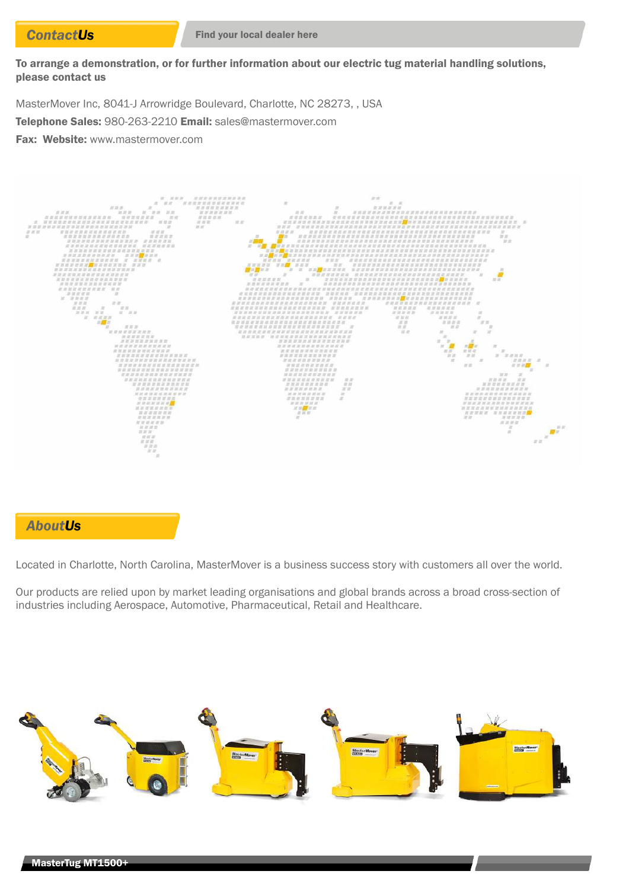## ContactUs

Find your local dealer here

**To arrange a demonstration, or for further information about our electric tug material handling solutions, please contact us**

MasterMover Inc, 8041-J Arrowridge Boulevard, Charlotte, NC 28273, , USA

**Telephone Sales:** 980-263-2210 **Email:** sales@mastermover.com

**Fax:** **Website:** www.mastermover.com

## AboutUs

Located in Charlotte, North Carolina, MasterMover is a business success story with customers all over the world.

Our products are relied upon by market leading organisations and global brands across a broad cross-section of industries including Aerospace, Automotive, Pharmaceutical, Retail and Healthcare.